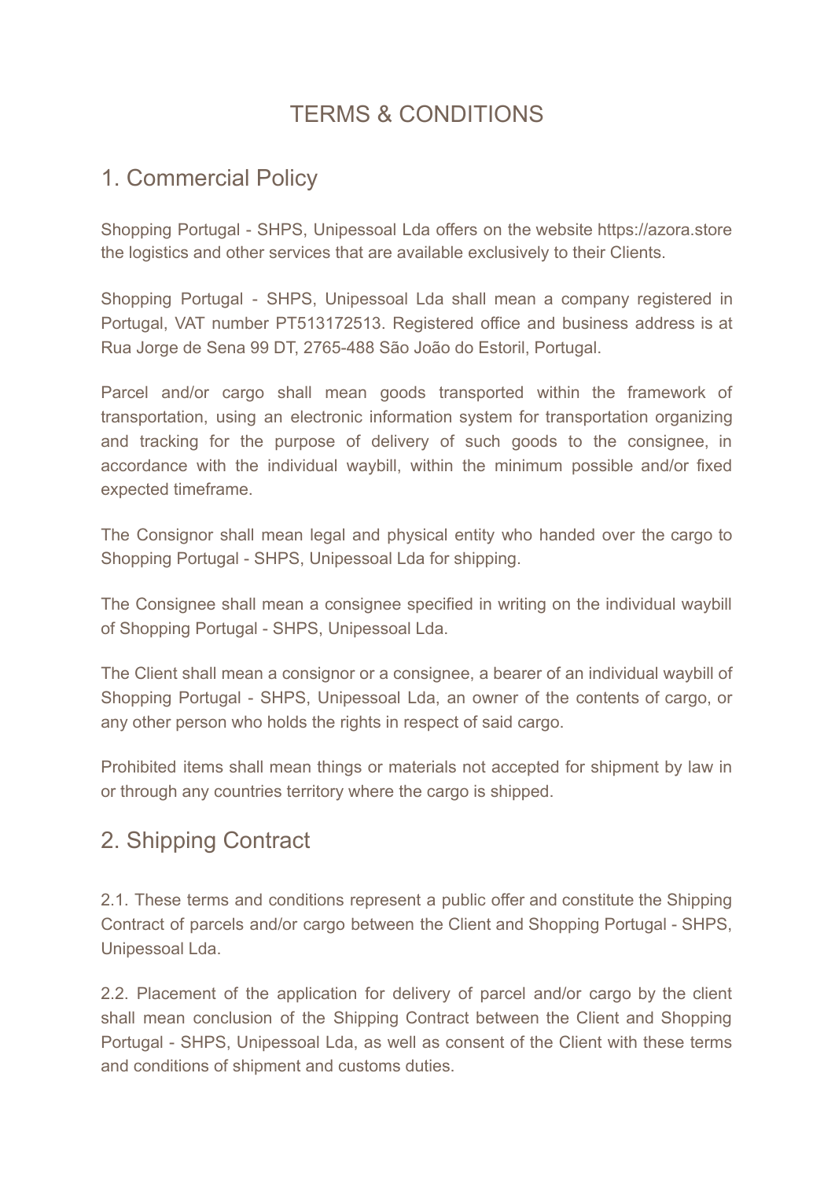# TERMS & CONDITIONS

## 1. Commercial Policy

Shopping Portugal - SHPS, Unipessoal Lda offers on the website https://azora.store the logistics and other services that are available exclusively to their Clients.

Shopping Portugal - SHPS, Unipessoal Lda shall mean a company registered in Portugal, VAT number PT513172513. Registered office and business address is at Rua Jorge de Sena 99 DT, 2765-488 São João do Estoril, Portugal.

Parcel and/or cargo shall mean goods transported within the framework of transportation, using an electronic information system for transportation organizing and tracking for the purpose of delivery of such goods to the consignee, in accordance with the individual waybill, within the minimum possible and/or fixed expected timeframe.

The Consignor shall mean legal and physical entity who handed over the cargo to Shopping Portugal - SHPS, Unipessoal Lda for shipping.

The Consignee shall mean a consignee specified in writing on the individual waybill of Shopping Portugal - SHPS, Unipessoal Lda.

The Client shall mean a consignor or a consignee, a bearer of an individual waybill of Shopping Portugal - SHPS, Unipessoal Lda, an owner of the contents of cargo, or any other person who holds the rights in respect of said cargo.

Prohibited items shall mean things or materials not accepted for shipment by law in or through any countries territory where the cargo is shipped.

## 2. Shipping Contract

2.1. These terms and conditions represent a public offer and constitute the Shipping Contract of parcels and/or cargo between the Client and Shopping Portugal - SHPS, Unipessoal Lda.

2.2. Placement of the application for delivery of parcel and/or cargo by the client shall mean conclusion of the Shipping Contract between the Client and Shopping Portugal - SHPS, Unipessoal Lda, as well as consent of the Client with these terms and conditions of shipment and customs duties.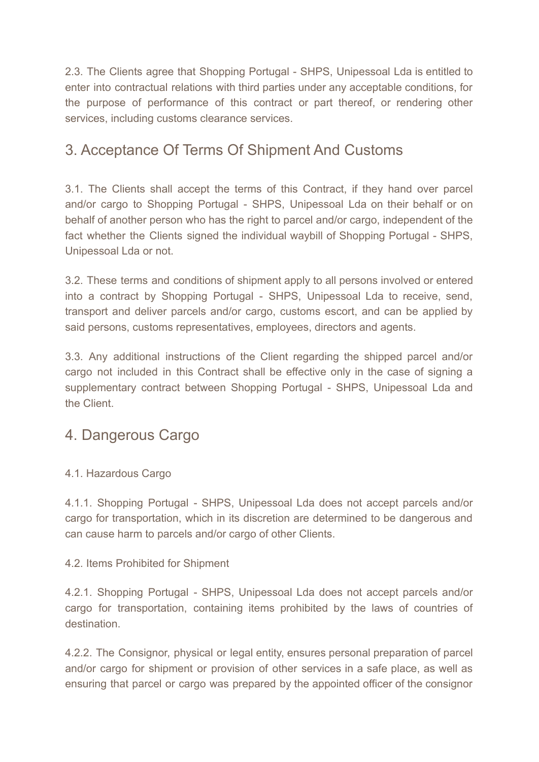2.3. The Clients agree that Shopping Portugal - SHPS, Unipessoal Lda is entitled to enter into contractual relations with third parties under any acceptable conditions, for the purpose of performance of this contract or part thereof, or rendering other services, including customs clearance services.

## 3. Acceptance Of Terms Of Shipment And Customs

3.1. The Clients shall accept the terms of this Contract, if they hand over parcel and/or cargo to Shopping Portugal - SHPS, Unipessoal Lda on their behalf or on behalf of another person who has the right to parcel and/or cargo, independent of the fact whether the Clients signed the individual waybill of Shopping Portugal - SHPS, Unipessoal Lda or not.

3.2. These terms and conditions of shipment apply to all persons involved or entered into a contract by Shopping Portugal - SHPS, Unipessoal Lda to receive, send, transport and deliver parcels and/or cargo, customs escort, and can be applied by said persons, customs representatives, employees, directors and agents.

3.3. Any additional instructions of the Client regarding the shipped parcel and/or cargo not included in this Contract shall be effective only in the case of signing a supplementary contract between Shopping Portugal - SHPS, Unipessoal Lda and the Client.

## 4. Dangerous Cargo

4.1. Hazardous Cargo

4.1.1. Shopping Portugal - SHPS, Unipessoal Lda does not accept parcels and/or cargo for transportation, which in its discretion are determined to be dangerous and can cause harm to parcels and/or cargo of other Clients.

4.2. Items Prohibited for Shipment

4.2.1. Shopping Portugal - SHPS, Unipessoal Lda does not accept parcels and/or cargo for transportation, containing items prohibited by the laws of countries of destination.

4.2.2. The Consignor, physical or legal entity, ensures personal preparation of parcel and/or cargo for shipment or provision of other services in a safe place, as well as ensuring that parcel or cargo was prepared by the appointed officer of the consignor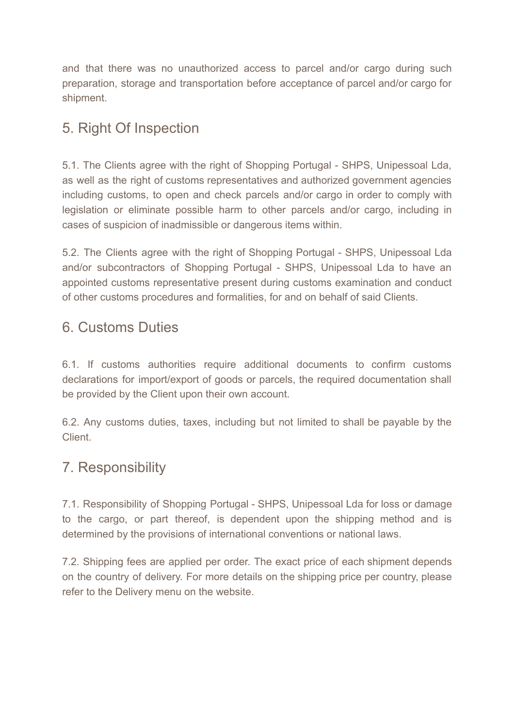and that there was no unauthorized access to parcel and/or cargo during such preparation, storage and transportation before acceptance of parcel and/or cargo for shipment.

## 5. Right Of Inspection

5.1. The Clients agree with the right of Shopping Portugal - SHPS, Unipessoal Lda, as well as the right of customs representatives and authorized government agencies including customs, to open and check parcels and/or cargo in order to comply with legislation or eliminate possible harm to other parcels and/or cargo, including in cases of suspicion of inadmissible or dangerous items within.

5.2. The Clients agree with the right of Shopping Portugal - SHPS, Unipessoal Lda and/or subcontractors of Shopping Portugal - SHPS, Unipessoal Lda to have an appointed customs representative present during customs examination and conduct of other customs procedures and formalities, for and on behalf of said Clients.

## 6. Customs Duties

6.1. If customs authorities require additional documents to confirm customs declarations for import/export of goods or parcels, the required documentation shall be provided by the Client upon their own account.

6.2. Any customs duties, taxes, including but not limited to shall be payable by the Client.

## 7. Responsibility

7.1. Responsibility of Shopping Portugal - SHPS, Unipessoal Lda for loss or damage to the cargo, or part thereof, is dependent upon the shipping method and is determined by the provisions of international conventions or national laws.

7.2. Shipping fees are applied per order. The exact price of each shipment depends on the country of delivery. For more details on the shipping price per country, please refer to the Delivery menu on the website.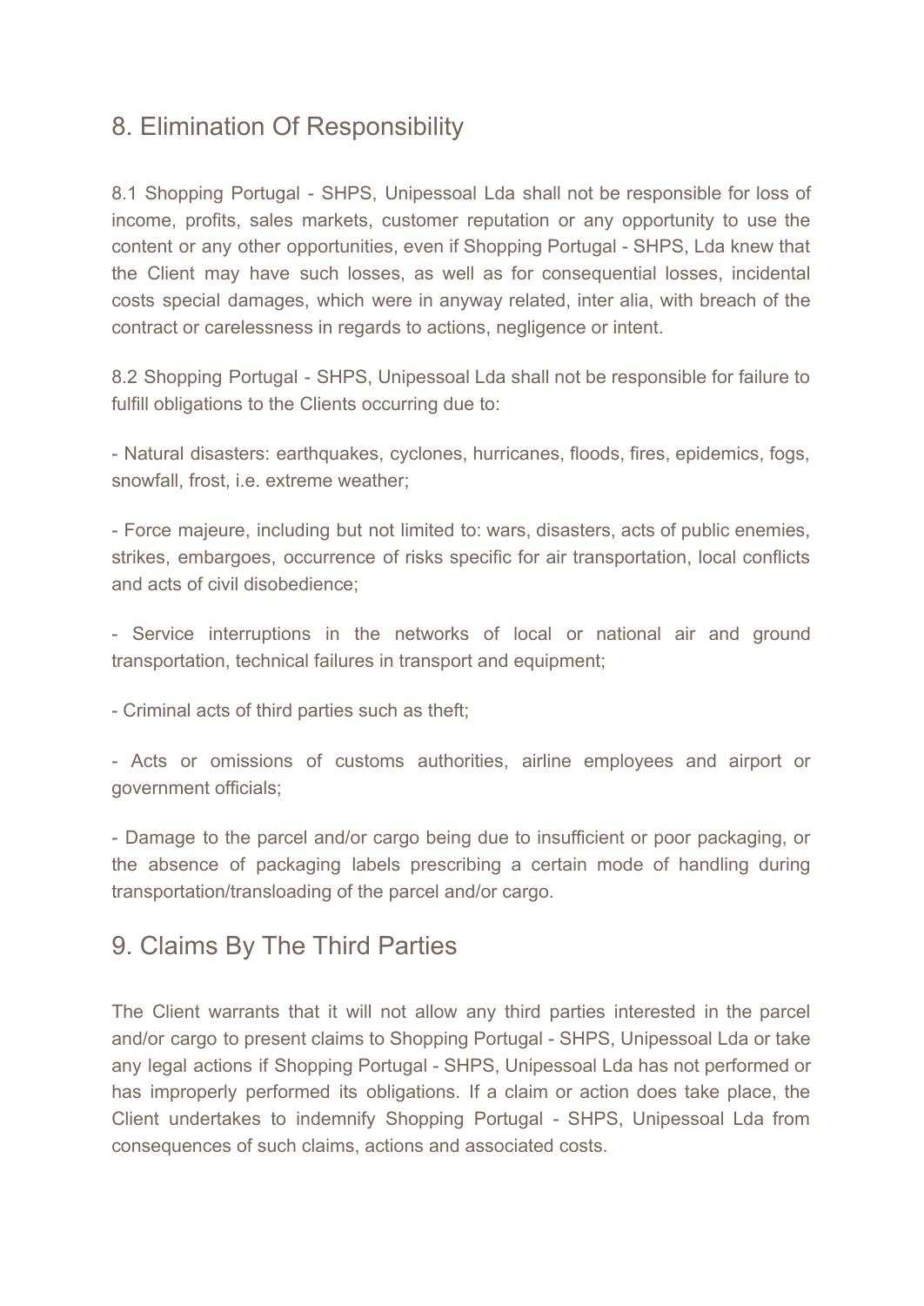## 8. Elimination Of Responsibility

8.1 Shopping Portugal - SHPS, Unipessoal Lda shall not be responsible for loss of income, profits, sales markets, customer reputation or any opportunity to use the content or any other opportunities, even if Shopping Portugal - SHPS, Lda knew that the Client may have such losses, as well as for consequential losses, incidental costs special damages, which were in anyway related, inter alia, with breach of the contract or carelessness in regards to actions, negligence or intent.

8.2 Shopping Portugal - SHPS, Unipessoal Lda shall not be responsible for failure to fulfill obligations to the Clients occurring due to:

- Natural disasters: earthquakes, cyclones, hurricanes, floods, fires, epidemics, fogs, snowfall, frost, i.e. extreme weather;

- Force majeure, including but not limited to: wars, disasters, acts of public enemies, strikes, embargoes, occurrence of risks specific for air transportation, local conflicts and acts of civil disobedience;

- Service interruptions in the networks of local or national air and ground transportation, technical failures in transport and equipment;

- Criminal acts of third parties such as theft;

- Acts or omissions of customs authorities, airline employees and airport or government officials;

- Damage to the parcel and/or cargo being due to insufficient or poor packaging, or the absence of packaging labels prescribing a certain mode of handling during transportation/transloading of the parcel and/or cargo.

## 9. Claims By The Third Parties

The Client warrants that it will not allow any third parties interested in the parcel and/or cargo to present claims to Shopping Portugal - SHPS, Unipessoal Lda or take any legal actions if Shopping Portugal - SHPS, Unipessoal Lda has not performed or has improperly performed its obligations. If a claim or action does take place, the Client undertakes to indemnify Shopping Portugal - SHPS, Unipessoal Lda from consequences of such claims, actions and associated costs.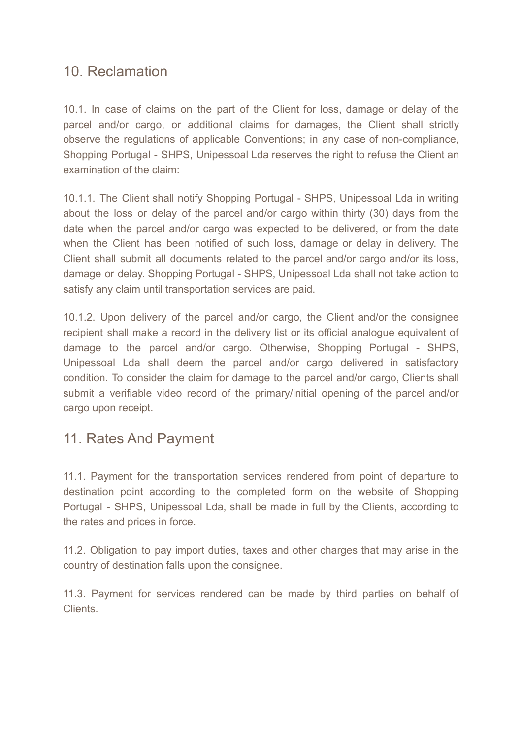## 10. Reclamation

10.1. In case of claims on the part of the Client for loss, damage or delay of the parcel and/or cargo, or additional claims for damages, the Client shall strictly observe the regulations of applicable Conventions; in any case of non-compliance, Shopping Portugal - SHPS, Unipessoal Lda reserves the right to refuse the Client an examination of the claim:

10.1.1. The Client shall notify Shopping Portugal - SHPS, Unipessoal Lda in writing about the loss or delay of the parcel and/or cargo within thirty (30) days from the date when the parcel and/or cargo was expected to be delivered, or from the date when the Client has been notified of such loss, damage or delay in delivery. The Client shall submit all documents related to the parcel and/or cargo and/or its loss, damage or delay. Shopping Portugal - SHPS, Unipessoal Lda shall not take action to satisfy any claim until transportation services are paid.

10.1.2. Upon delivery of the parcel and/or cargo, the Client and/or the consignee recipient shall make a record in the delivery list or its official analogue equivalent of damage to the parcel and/or cargo. Otherwise, Shopping Portugal - SHPS, Unipessoal Lda shall deem the parcel and/or cargo delivered in satisfactory condition. To consider the claim for damage to the parcel and/or cargo, Clients shall submit a verifiable video record of the primary/initial opening of the parcel and/or cargo upon receipt.

## 11. Rates And Payment

11.1. Payment for the transportation services rendered from point of departure to destination point according to the completed form on the website of Shopping Portugal - SHPS, Unipessoal Lda, shall be made in full by the Clients, according to the rates and prices in force.

11.2. Obligation to pay import duties, taxes and other charges that may arise in the country of destination falls upon the consignee.

11.3. Payment for services rendered can be made by third parties on behalf of Clients.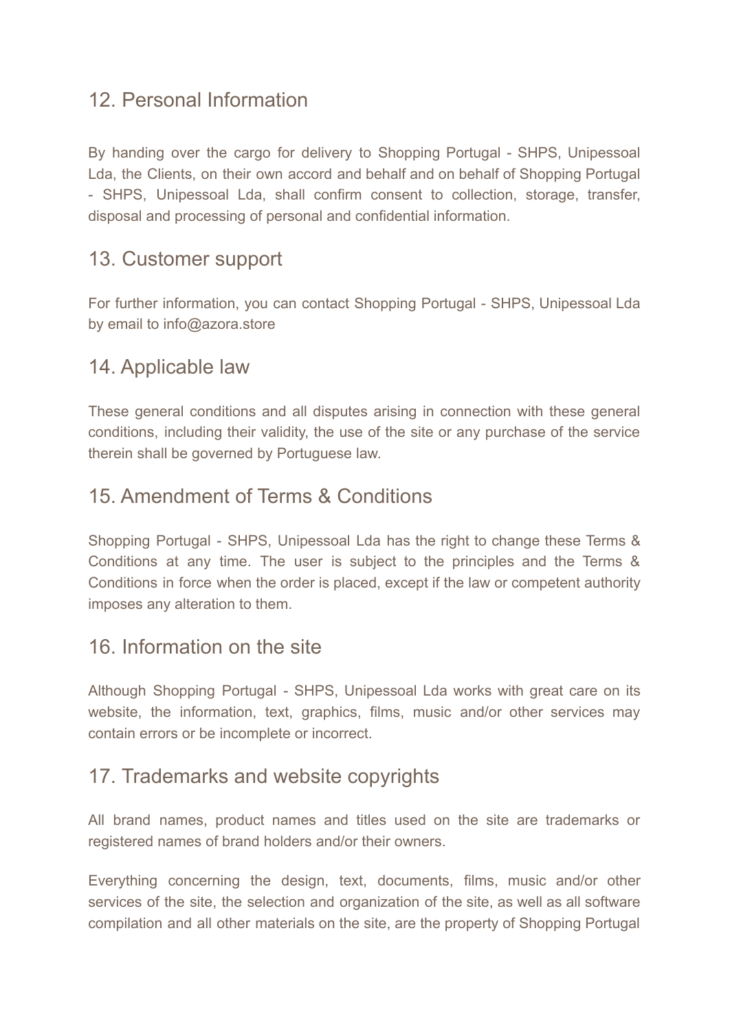## 12. Personal Information

By handing over the cargo for delivery to Shopping Portugal - SHPS, Unipessoal Lda, the Clients, on their own accord and behalf and on behalf of Shopping Portugal - SHPS, Unipessoal Lda, shall confirm consent to collection, storage, transfer, disposal and processing of personal and confidential information.

## 13. Customer support

For further information, you can contact Shopping Portugal - SHPS, Unipessoal Lda by email to info@azora.store

## 14. Applicable law

These general conditions and all disputes arising in connection with these general conditions, including their validity, the use of the site or any purchase of the service therein shall be governed by Portuguese law.

## 15. Amendment of Terms & Conditions

Shopping Portugal - SHPS, Unipessoal Lda has the right to change these Terms & Conditions at any time. The user is subject to the principles and the Terms & Conditions in force when the order is placed, except if the law or competent authority imposes any alteration to them.

## 16. Information on the site

Although Shopping Portugal - SHPS, Unipessoal Lda works with great care on its website, the information, text, graphics, films, music and/or other services may contain errors or be incomplete or incorrect.

## 17. Trademarks and website copyrights

All brand names, product names and titles used on the site are trademarks or registered names of brand holders and/or their owners.

Everything concerning the design, text, documents, films, music and/or other services of the site, the selection and organization of the site, as well as all software compilation and all other materials on the site, are the property of Shopping Portugal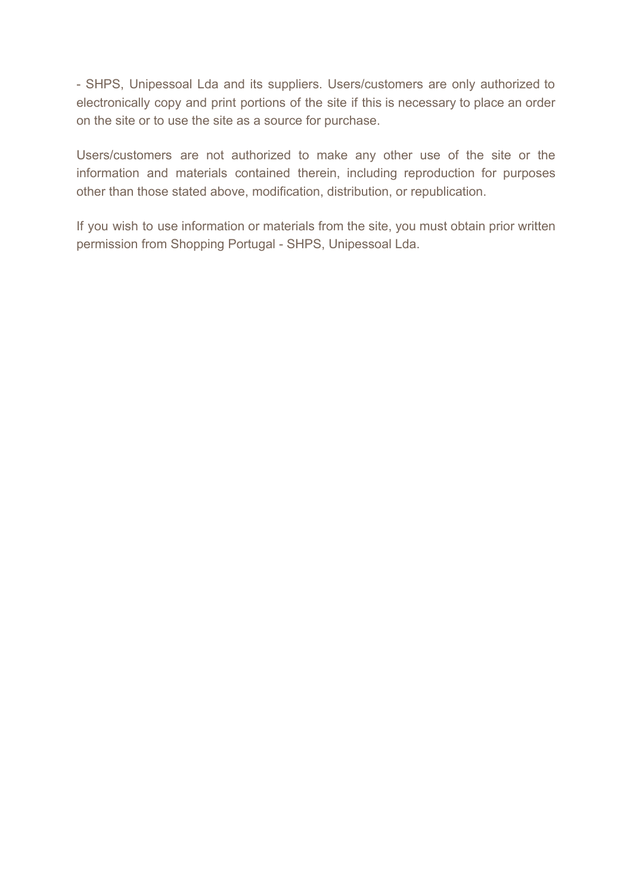- SHPS, Unipessoal Lda and its suppliers. Users/customers are only authorized to electronically copy and print portions of the site if this is necessary to place an order on the site or to use the site as a source for purchase.

Users/customers are not authorized to make any other use of the site or the information and materials contained therein, including reproduction for purposes other than those stated above, modification, distribution, or republication.

If you wish to use information or materials from the site, you must obtain prior written permission from Shopping Portugal - SHPS, Unipessoal Lda.